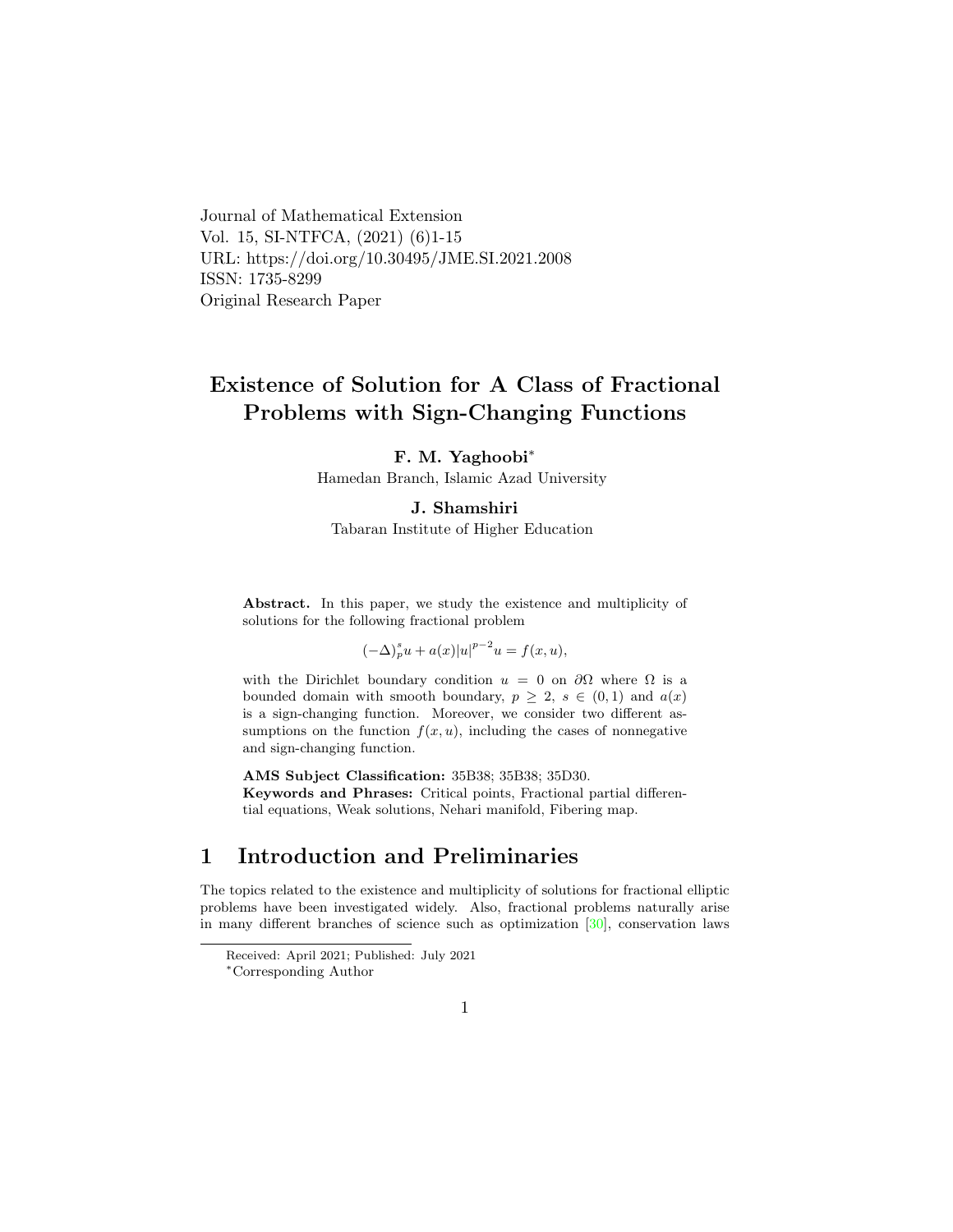Journal of Mathematical Extension
Vol. 15, SI-NTFCA, (2021) (6)1-15
URL: https://doi.org/10.30495/JME.SI.2021.2008
ISSN: 1735-8299
Original Research Paper

# Existence of Solution for A Class of Fractional Problems with Sign-Changing Functions

**F. M. Yaghoobi**[*]
Hamedan Branch, Islamic Azad University

**J. Shamshiri**
Tabaran Institute of Higher Education

**Abstract.** In this paper, we study the existence and multiplicity of solutions for the following fractional problem

$$(-\Delta)_p^s u + a(x)|u|^{p-2}u = f(x,u),$$

with the Dirichlet boundary condition $u = 0$ on $\partial\Omega$ where $\Omega$ is a bounded domain with smooth boundary, $p \geq 2$, $s \in (0,1)$ and $a(x)$ is a sign-changing function. Moreover, we consider two different assumptions on the function $f(x,u)$, including the cases of nonnegative and sign-changing function.

**AMS Subject Classification:** 35B38; 35B38; 35D30.
**Keywords and Phrases:** Critical points, Fractional partial differential equations, Weak solutions, Nehari manifold, Fibering map.

## 1 Introduction and Preliminaries

The topics related to the existence and multiplicity of solutions for fractional elliptic problems have been investigated widely. Also, fractional problems naturally arise in many different branches of science such as optimization [30], conservation laws

Received: April 2021; Published: July 2021
[*]Corresponding Author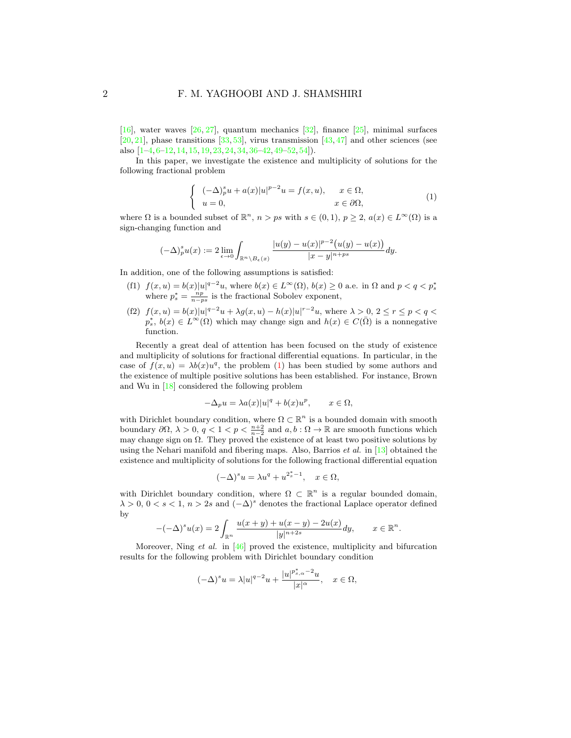[16], water waves [26, 27], quantum mechanics [32], finance [25], minimal surfaces [20, 21], phase transitions [33, 53], virus transmission [43, 47] and other sciences (see also [1–4, 6–12, 14, 15, 19, 23, 24, 34, 36–42, 49–52, 54]).

In this paper, we investigate the existence and multiplicity of solutions for the following fractional problem

$$\begin{cases} (-\Delta)_p^s u + a(x)|u|^{p-2}u = f(x,u), & x \in \Omega, \\ u = 0, & x \in \partial\Omega, \end{cases} \tag{1}$$

where $\Omega$ is a bounded subset of $\mathbb{R}^n$, $n > ps$ with $s \in (0,1)$, $p \geq 2$, $a(x) \in L^\infty(\Omega)$ is a sign-changing function and

$$(-\Delta)_p^s u(x) := 2 \lim_{\epsilon \to 0} \int_{\mathbb{R}^n \setminus B_\epsilon(x)} \frac{|u(y) - u(x)|^{p-2}\big(u(y) - u(x)\big)}{|x-y|^{n+ps}} dy.$$

In addition, one of the following assumptions is satisfied:

- (f1) $f(x,u) = b(x)|u|^{q-2}u$, where $b(x) \in L^\infty(\Omega)$, $b(x) \geq 0$ a.e. in $\Omega$ and $p < q < p_s^*$ where $p_s^* = \frac{np}{n-ps}$ is the fractional Sobolev exponent,
- (f2) $f(x,u) = b(x)|u|^{q-2}u + \lambda g(x,u) - h(x)|u|^{r-2}u$, where $\lambda > 0$, $2 \leq r \leq p < q < p_s^*$, $b(x) \in L^\infty(\Omega)$ which may change sign and $h(x) \in C(\bar{\Omega})$ is a nonnegative function.

Recently a great deal of attention has been focused on the study of existence and multiplicity of solutions for fractional differential equations. In particular, in the case of $f(x,u) = \lambda b(x)u^q$, the problem (1) has been studied by some authors and the existence of multiple positive solutions has been established. For instance, Brown and Wu in [18] considered the following problem

$$-\Delta_p u = \lambda a(x)|u|^q + b(x)u^p, \qquad x \in \Omega,$$

with Dirichlet boundary condition, where $\Omega \subset \mathbb{R}^n$ is a bounded domain with smooth boundary $\partial\Omega$, $\lambda > 0$, $q < 1 < p < \frac{n+2}{n-2}$ and $a, b : \Omega \to \mathbb{R}$ are smooth functions which may change sign on $\Omega$. They proved the existence of at least two positive solutions by using the Nehari manifold and fibering maps. Also, Barrios *et al.* in [13] obtained the existence and multiplicity of solutions for the following fractional differential equation

$$(-\Delta)^s u = \lambda u^q + u^{2_s^* - 1}, \quad x \in \Omega,$$

with Dirichlet boundary condition, where $\Omega \subset \mathbb{R}^n$ is a regular bounded domain, $\lambda > 0$, $0 < s < 1$, $n > 2s$ and $(-\Delta)^s$ denotes the fractional Laplace operator defined by

$$-(-\Delta)^s u(x) = 2\int_{\mathbb{R}^n} \frac{u(x+y) + u(x-y) - 2u(x)}{|y|^{n+2s}} dy, \qquad x \in \mathbb{R}^n.$$

Moreover, Ning *et al.* in [46] proved the existence, multiplicity and bifurcation results for the following problem with Dirichlet boundary condition

$$(-\Delta)^s u = \lambda |u|^{q-2}u + \frac{|u|^{p_{s,\alpha}^* - 2}u}{|x|^\alpha}, \quad x \in \Omega,$$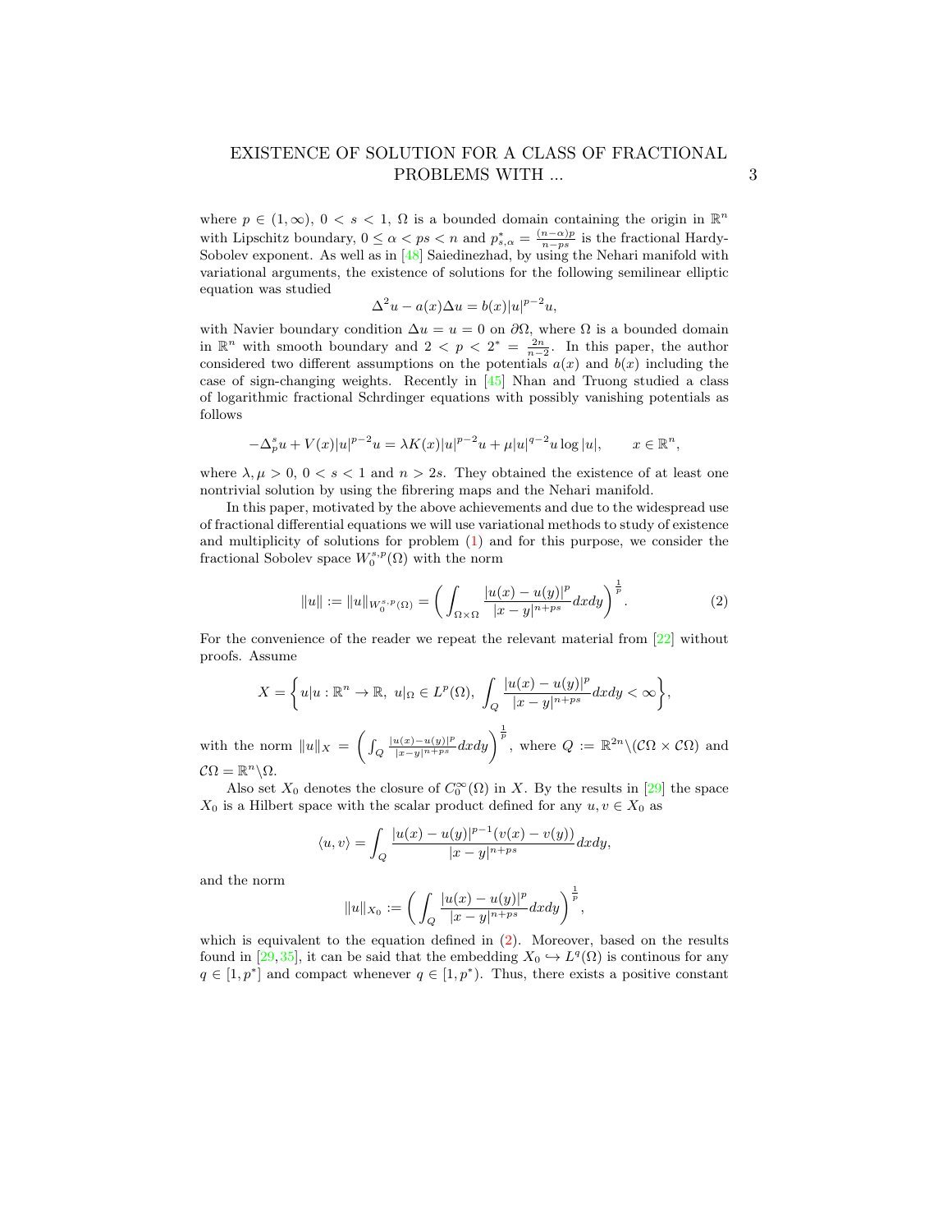where $p \in (1, \infty)$, $0 < s < 1$, $\Omega$ is a bounded domain containing the origin in $\mathbb{R}^n$ with Lipschitz boundary, $0 \leq \alpha < ps < n$ and $p^*_{s,\alpha} = \frac{(n-\alpha)p}{n-ps}$ is the fractional Hardy-Sobolev exponent. As well as in [48] Saiedinezhad, by using the Nehari manifold with variational arguments, the existence of solutions for the following semilinear elliptic equation was studied

$$\Delta^2 u - a(x)\Delta u = b(x)|u|^{p-2}u,$$

with Navier boundary condition $\Delta u = u = 0$ on $\partial\Omega$, where $\Omega$ is a bounded domain in $\mathbb{R}^n$ with smooth boundary and $2 < p < 2^* = \frac{2n}{n-2}$. In this paper, the author considered two different assumptions on the potentials $a(x)$ and $b(x)$ including the case of sign-changing weights. Recently in [45] Nhan and Truong studied a class of logarithmic fractional Schrdinger equations with possibly vanishing potentials as follows

$$-\Delta^s_p u + V(x)|u|^{p-2}u = \lambda K(x)|u|^{p-2}u + \mu|u|^{q-2}u \log|u|, \qquad x \in \mathbb{R}^n,$$

where $\lambda, \mu > 0$, $0 < s < 1$ and $n > 2s$. They obtained the existence of at least one nontrivial solution by using the fibrering maps and the Nehari manifold.

In this paper, motivated by the above achievements and due to the widespread use of fractional differential equations we will use variational methods to study of existence and multiplicity of solutions for problem (1) and for this purpose, we consider the fractional Sobolev space $W^{s,p}_0(\Omega)$ with the norm

$$\|u\| := \|u\|_{W^{s,p}_0(\Omega)} = \left( \int_{\Omega\times\Omega} \frac{|u(x) - u(y)|^p}{|x-y|^{n+ps}} dxdy \right)^{\frac{1}{p}}. \tag{2}$$

For the convenience of the reader we repeat the relevant material from [22] without proofs. Assume

$$X = \left\{ u | u : \mathbb{R}^n \to \mathbb{R},\ u|_\Omega \in L^p(\Omega),\ \int_Q \frac{|u(x) - u(y)|^p}{|x-y|^{n+ps}} dxdy < \infty \right\},$$

with the norm $\|u\|_X = \left( \int_Q \frac{|u(x)-u(y)|^p}{|x-y|^{n+ps}} dxdy \right)^{\frac{1}{p}}$, where $Q := \mathbb{R}^{2n} \backslash (\mathcal{C}\Omega \times \mathcal{C}\Omega)$ and $\mathcal{C}\Omega = \mathbb{R}^n \backslash \Omega$.

Also set $X_0$ denotes the closure of $C^\infty_0(\Omega)$ in $X$. By the results in [29] the space $X_0$ is a Hilbert space with the scalar product defined for any $u, v \in X_0$ as

$$\langle u, v \rangle = \int_Q \frac{|u(x) - u(y)|^{p-1}(v(x) - v(y))}{|x-y|^{n+ps}} dxdy,$$

and the norm

$$\|u\|_{X_0} := \left( \int_Q \frac{|u(x) - u(y)|^p}{|x-y|^{n+ps}} dxdy \right)^{\frac{1}{p}},$$

which is equivalent to the equation defined in (2). Moreover, based on the results found in [29,35], it can be said that the embedding $X_0 \hookrightarrow L^q(\Omega)$ is continous for any $q \in [1, p^*]$ and compact whenever $q \in [1, p^*)$. Thus, there exists a positive constant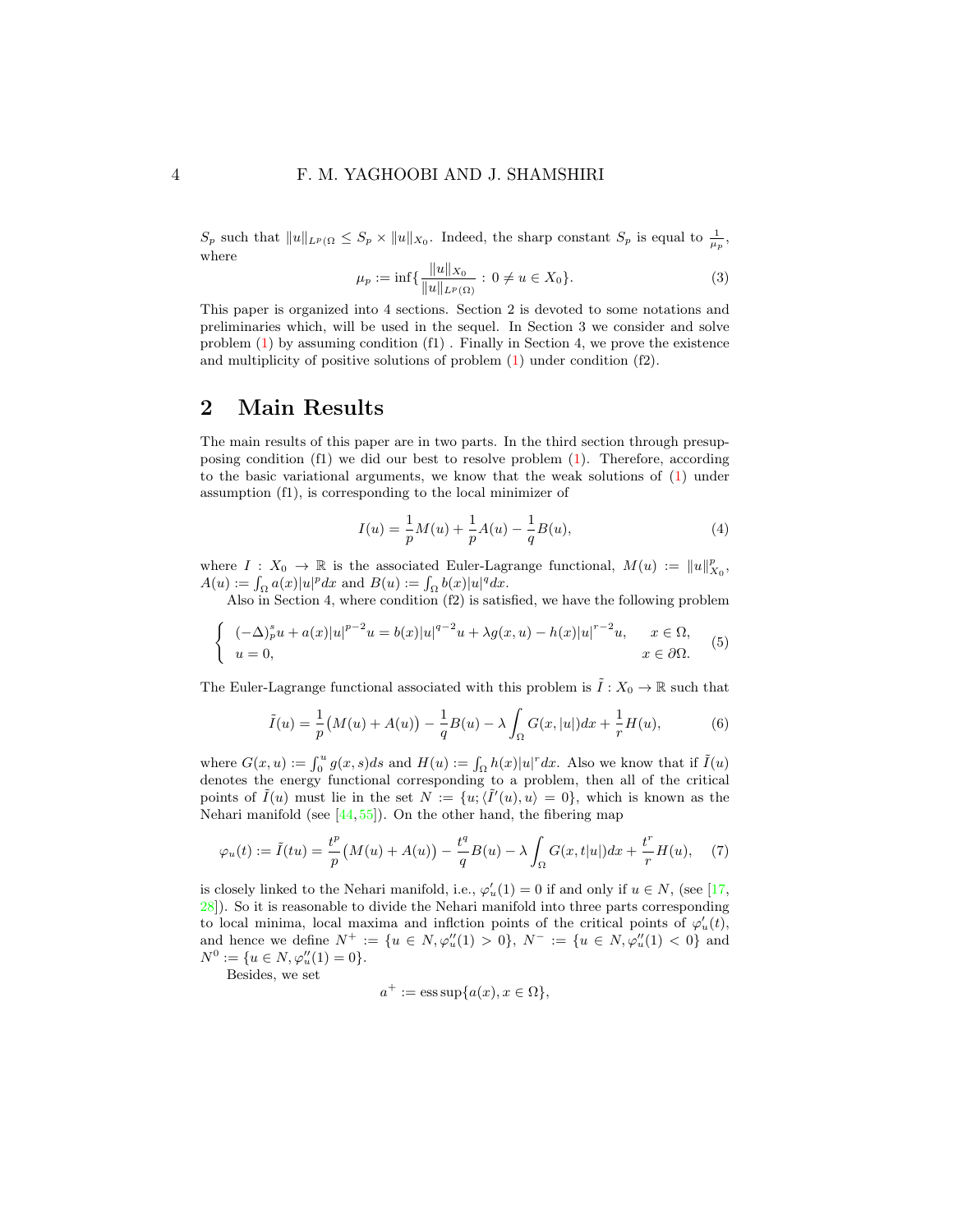$S_p$ such that $\|u\|_{L^p(\Omega} \leq S_p \times \|u\|_{X_0}$. Indeed, the sharp constant $S_p$ is equal to $\frac{1}{\mu_p}$, where

$$\mu_p := \inf\{\frac{\|u\|_{X_0}}{\|u\|_{L^p(\Omega)}} : 0 \neq u \in X_0\}. \tag{3}$$

This paper is organized into 4 sections. Section 2 is devoted to some notations and preliminaries which, will be used in the sequel. In Section 3 we consider and solve problem (1) by assuming condition (f1) . Finally in Section 4, we prove the existence and multiplicity of positive solutions of problem (1) under condition (f2).

## 2 Main Results

The main results of this paper are in two parts. In the third section through presupposing condition (f1) we did our best to resolve problem (1). Therefore, according to the basic variational arguments, we know that the weak solutions of (1) under assumption (f1), is corresponding to the local minimizer of

$$I(u) = \frac{1}{p}M(u) + \frac{1}{p}A(u) - \frac{1}{q}B(u), \tag{4}$$

where $I : X_0 \to \mathbb{R}$ is the associated Euler-Lagrange functional, $M(u) := \|u\|^p_{X_0}$, $A(u) := \int_\Omega a(x)|u|^p dx$ and $B(u) := \int_\Omega b(x)|u|^q dx$.

Also in Section 4, where condition (f2) is satisfied, we have the following problem

$$\begin{cases} (-\Delta)^s_p u + a(x)|u|^{p-2}u = b(x)|u|^{q-2}u + \lambda g(x,u) - h(x)|u|^{r-2}u, & x \in \Omega, \\ u = 0, & x \in \partial\Omega. \end{cases} \tag{5}$$

The Euler-Lagrange functional associated with this problem is $\tilde{I} : X_0 \to \mathbb{R}$ such that

$$\tilde{I}(u) = \frac{1}{p}\big(M(u) + A(u)\big) - \frac{1}{q}B(u) - \lambda \int_\Omega G(x,|u|)dx + \frac{1}{r}H(u), \tag{6}$$

where $G(x,u) := \int_0^u g(x,s)ds$ and $H(u) := \int_\Omega h(x)|u|^r dx$. Also we know that if $\tilde{I}(u)$ denotes the energy functional corresponding to a problem, then all of the critical points of $\tilde{I}(u)$ must lie in the set $N := \{u; \langle \tilde{I}'(u), u\rangle = 0\}$, which is known as the Nehari manifold (see [44,55]). On the other hand, the fibering map

$$\varphi_u(t) := \tilde{I}(tu) = \frac{t^p}{p}\big(M(u) + A(u)\big) - \frac{t^q}{q}B(u) - \lambda \int_\Omega G(x,t|u|)dx + \frac{t^r}{r}H(u), \tag{7}$$

is closely linked to the Nehari manifold, i.e., $\varphi_u'(1) = 0$ if and only if $u \in N$, (see [17, 28]). So it is reasonable to divide the Nehari manifold into three parts corresponding to local minima, local maxima and inflction points of the critical points of $\varphi_u'(t)$, and hence we define $N^+ := \{u \in N, \varphi_u''(1) > 0\}$, $N^- := \{u \in N, \varphi_u''(1) < 0\}$ and $N^0 := \{u \in N, \varphi_u''(1) = 0\}$.

Besides, we set

$$a^+ := \operatorname{ess\,sup}\{a(x), x \in \Omega\},$$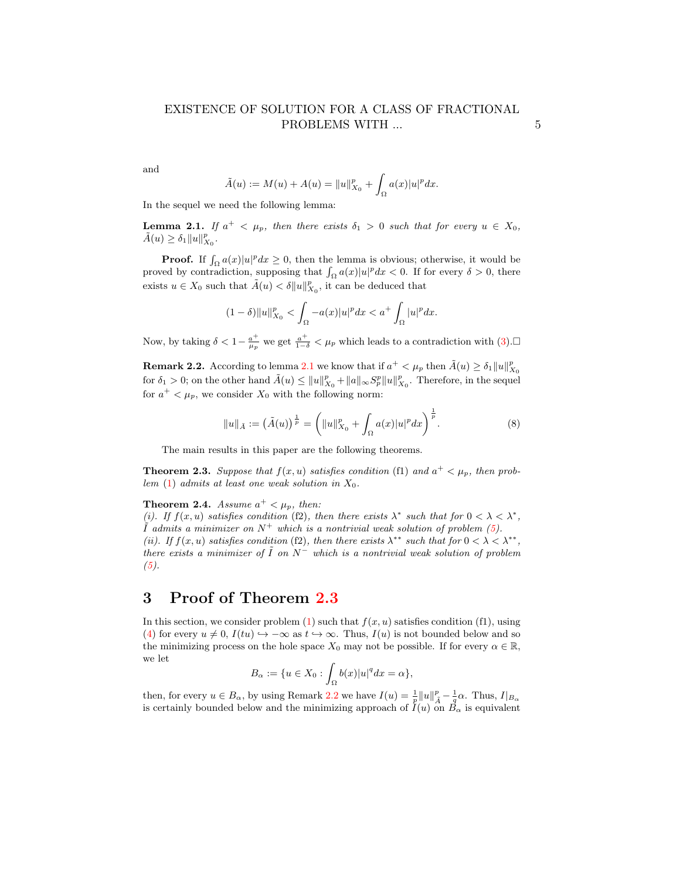and

$$\tilde{A}(u) := M(u) + A(u) = \|u\|_{X_0}^p + \int_\Omega a(x)|u|^p dx.$$

In the sequel we need the following lemma:

**Lemma 2.1.** *If $a^+ < \mu_p$, then there exists $\delta_1 > 0$ such that for every $u \in X_0$, $\tilde{A}(u) \geq \delta_1 \|u\|_{X_0}^p$.*

**Proof.** If $\int_\Omega a(x)|u|^p dx \geq 0$, then the lemma is obvious; otherwise, it would be proved by contradiction, supposing that $\int_\Omega a(x)|u|^p dx < 0$. If for every $\delta > 0$, there exists $u \in X_0$ such that $\tilde{A}(u) < \delta \|u\|_{X_0}^p$, it can be deduced that

$$(1-\delta)\|u\|_{X_0}^p < \int_\Omega -a(x)|u|^p dx < a^+ \int_\Omega |u|^p dx.$$

Now, by taking $\delta < 1 - \frac{a^+}{\mu_p}$ we get $\frac{a^+}{1-\delta} < \mu_p$ which leads to a contradiction with (3).□

**Remark 2.2.** According to lemma 2.1 we know that if $a^+ < \mu_p$ then $\tilde{A}(u) \geq \delta_1 \|u\|_{X_0}^p$ for $\delta_1 > 0$; on the other hand $\tilde{A}(u) \leq \|u\|_{X_0}^p + \|a\|_\infty S_p^p \|u\|_{X_0}^p$. Therefore, in the sequel for $a^+ < \mu_p$, we consider $X_0$ with the following norm:

$$\|u\|_{\tilde{A}} := \left(\tilde{A}(u)\right)^{\frac{1}{p}} = \left(\|u\|_{X_0}^p + \int_\Omega a(x)|u|^p dx\right)^{\frac{1}{p}}. \tag{8}$$

The main results in this paper are the following theorems.

**Theorem 2.3.** *Suppose that $f(x,u)$ satisfies condition (f1) and $a^+ < \mu_p$, then problem (1) admits at least one weak solution in $X_0$.*

**Theorem 2.4.** *Assume $a^+ < \mu_p$, then:*
*(i). If $f(x,u)$ satisfies condition (f2), then there exists $\lambda^*$ such that for $0 < \lambda < \lambda^*$, $\tilde{I}$ admits a minimizer on $N^+$ which is a nontrivial weak solution of problem (5).*
*(ii). If $f(x,u)$ satisfies condition (f2), then there exists $\lambda^{**}$ such that for $0 < \lambda < \lambda^{**}$, there exists a minimizer of $\tilde{I}$ on $N^-$ which is a nontrivial weak solution of problem (5).*

# 3 Proof of Theorem 2.3

In this section, we consider problem (1) such that $f(x,u)$ satisfies condition (f1), using (4) for every $u \neq 0$, $I(tu) \hookrightarrow -\infty$ as $t \hookrightarrow \infty$. Thus, $I(u)$ is not bounded below and so the minimizing process on the hole space $X_0$ may not be possible. If for every $\alpha \in \mathbb{R}$, we let

$$B_\alpha := \{u \in X_0 : \int_\Omega b(x)|u|^q dx = \alpha\},$$

then, for every $u \in B_\alpha$, by using Remark 2.2 we have $I(u) = \frac{1}{p}\|u\|_{\tilde{A}}^p - \frac{1}{q}\alpha$. Thus, $I|_{B_\alpha}$ is certainly bounded below and the minimizing approach of $I(u)$ on $B_\alpha$ is equivalent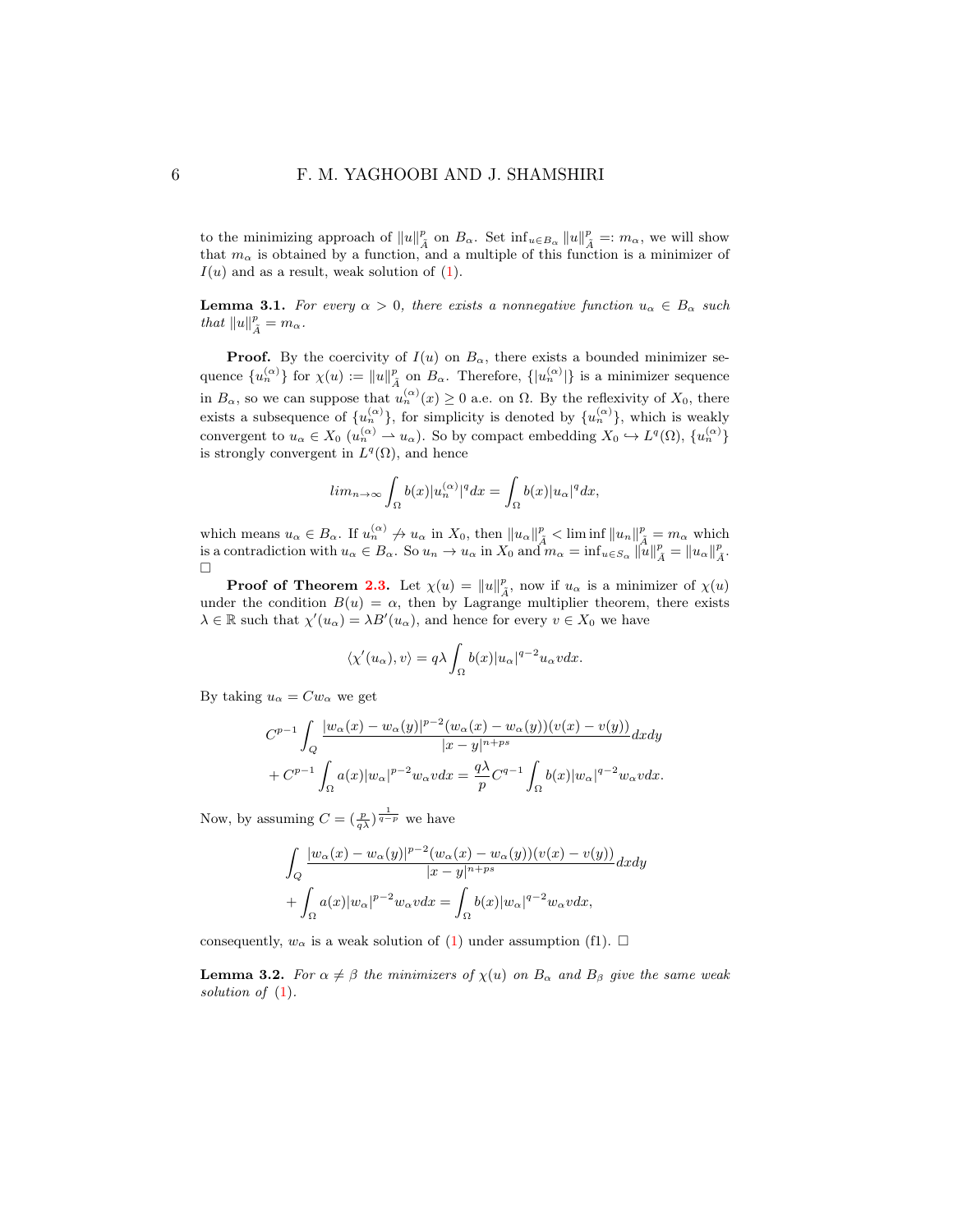to the minimizing approach of $\|u\|^p_{\tilde{A}}$ on $B_\alpha$. Set $\inf_{u\in B_\alpha}\|u\|^p_{\tilde{A}} =: m_\alpha$, we will show that $m_\alpha$ is obtained by a function, and a multiple of this function is a minimizer of $I(u)$ and as a result, weak solution of (1).

**Lemma 3.1.** *For every $\alpha > 0$, there exists a nonnegative function $u_\alpha \in B_\alpha$ such that $\|u\|^p_{\tilde{A}} = m_\alpha$.*

**Proof.** By the coercivity of $I(u)$ on $B_\alpha$, there exists a bounded minimizer sequence $\{u^{(\alpha)}_n\}$ for $\chi(u) := \|u\|^p_{\tilde{A}}$ on $B_\alpha$. Therefore, $\{|u^{(\alpha)}_n|\}$ is a minimizer sequence in $B_\alpha$, so we can suppose that $u^{(\alpha)}_n(x) \geq 0$ a.e. on $\Omega$. By the reflexivity of $X_0$, there exists a subsequence of $\{u^{(\alpha)}_n\}$, for simplicity is denoted by $\{u^{(\alpha)}_n\}$, which is weakly convergent to $u_\alpha \in X_0$ ($u^{(\alpha)}_n \rightharpoonup u_\alpha$). So by compact embedding $X_0 \hookrightarrow L^q(\Omega)$, $\{u^{(\alpha)}_n\}$ is strongly convergent in $L^q(\Omega)$, and hence

$$lim_{n\to\infty}\int_\Omega b(x)|u^{(\alpha)}_n|^q dx = \int_\Omega b(x)|u_\alpha|^q dx,$$

which means $u_\alpha \in B_\alpha$. If $u^{(\alpha)}_n \not\to u_\alpha$ in $X_0$, then $\|u_\alpha\|^p_{\tilde{A}} < \liminf \|u_n\|^p_{\tilde{A}} = m_\alpha$ which is a contradiction with $u_\alpha \in B_\alpha$. So $u_n \to u_\alpha$ in $X_0$ and $m_\alpha = \inf_{u\in S_\alpha}\|u\|^p_{\tilde{A}} = \|u_\alpha\|^p_{\tilde{A}}$. □

**Proof of Theorem 2.3.** Let $\chi(u) = \|u\|^p_{\tilde{A}}$, now if $u_\alpha$ is a minimizer of $\chi(u)$ under the condition $B(u) = \alpha$, then by Lagrange multiplier theorem, there exists $\lambda \in \mathbb{R}$ such that $\chi'(u_\alpha) = \lambda B'(u_\alpha)$, and hence for every $v \in X_0$ we have

$$\langle \chi'(u_\alpha), v\rangle = q\lambda\int_\Omega b(x)|u_\alpha|^{q-2}u_\alpha v dx.$$

By taking $u_\alpha = Cw_\alpha$ we get

$$C^{p-1}\int_Q \frac{|w_\alpha(x)-w_\alpha(y)|^{p-2}(w_\alpha(x)-w_\alpha(y))(v(x)-v(y))}{|x-y|^{n+ps}}dxdy$$
$$+ C^{p-1}\int_\Omega a(x)|w_\alpha|^{p-2}w_\alpha v dx = \frac{q\lambda}{p}C^{q-1}\int_\Omega b(x)|w_\alpha|^{q-2}w_\alpha v dx.$$

Now, by assuming $C = (\frac{p}{q\lambda})^{\frac{1}{q-p}}$ we have

$$\int_Q \frac{|w_\alpha(x)-w_\alpha(y)|^{p-2}(w_\alpha(x)-w_\alpha(y))(v(x)-v(y))}{|x-y|^{n+ps}}dxdy$$
$$+ \int_\Omega a(x)|w_\alpha|^{p-2}w_\alpha v dx = \int_\Omega b(x)|w_\alpha|^{q-2}w_\alpha v dx,$$

consequently, $w_\alpha$ is a weak solution of (1) under assumption (f1). □

**Lemma 3.2.** *For $\alpha \neq \beta$ the minimizers of $\chi(u)$ on $B_\alpha$ and $B_\beta$ give the same weak solution of (1).*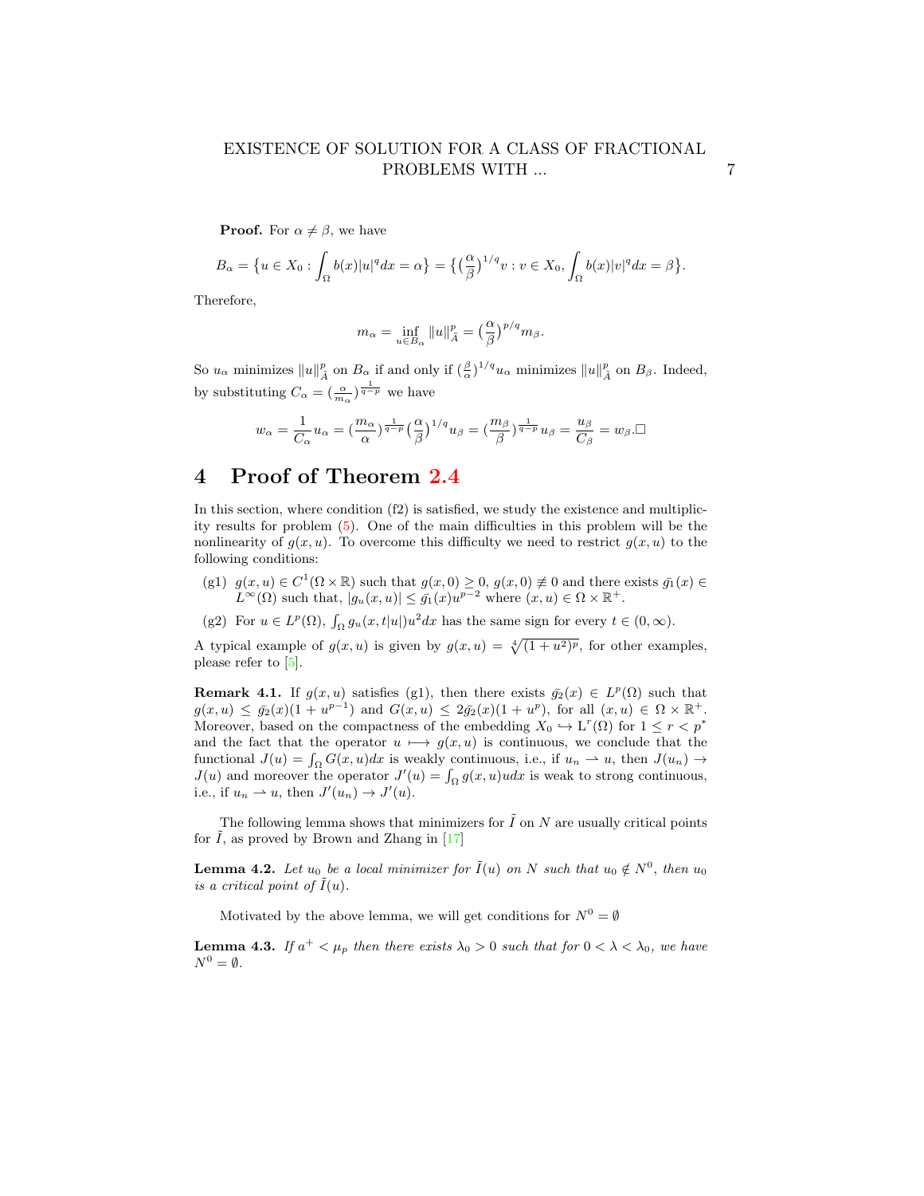**Proof.** For $\alpha \neq \beta$, we have

$$B_\alpha = \big\{u \in X_0 : \int_\Omega b(x)|u|^q dx = \alpha\big\} = \big\{\big(\frac{\alpha}{\beta}\big)^{1/q} v : v \in X_0, \int_\Omega b(x)|v|^q dx = \beta\big\}.$$

Therefore,

$$m_\alpha = \inf_{u \in B_\alpha} \|u\|^p_{\hat{A}} = \big(\frac{\alpha}{\beta}\big)^{p/q} m_\beta.$$

So $u_\alpha$ minimizes $\|u\|^p_{\hat{A}}$ on $B_\alpha$ if and only if $(\frac{\beta}{\alpha})^{1/q} u_\alpha$ minimizes $\|u\|^p_{\hat{A}}$ on $B_\beta$. Indeed, by substituting $C_\alpha = (\frac{\alpha}{m_\alpha})^{\frac{1}{q-p}}$ we have

$$w_\alpha = \frac{1}{C_\alpha} u_\alpha = (\frac{m_\alpha}{\alpha})^{\frac{1}{q-p}} \big(\frac{\alpha}{\beta}\big)^{1/q} u_\beta = (\frac{m_\beta}{\beta})^{\frac{1}{q-p}} u_\beta = \frac{u_\beta}{C_\beta} = w_\beta. \square$$

# 4 Proof of Theorem 2.4

In this section, where condition (f2) is satisfied, we study the existence and multiplicity results for problem (5). One of the main difficulties in this problem will be the nonlinearity of $g(x,u)$. To overcome this difficulty we need to restrict $g(x,u)$ to the following conditions:

- (g1) $g(x,u) \in C^1(\Omega \times \mathbb{R})$ such that $g(x,0) \geq 0$, $g(x,0) \not\equiv 0$ and there exists $\bar{g_1}(x) \in L^\infty(\Omega)$ such that, $|g_u(x,u)| \leq \bar{g_1}(x) u^{p-2}$ where $(x,u) \in \Omega \times \mathbb{R}^+$.
- (g2) For $u \in L^p(\Omega)$, $\int_\Omega g_u(x,t|u|)u^2 dx$ has the same sign for every $t \in (0,\infty)$.

A typical example of $g(x,u)$ is given by $g(x,u) = \sqrt[4]{(1+u^2)^p}$, for other examples, please refer to [5].

**Remark 4.1.** If $g(x,u)$ satisfies (g1), then there exists $\bar{g_2}(x) \in L^p(\Omega)$ such that $g(x,u) \leq \bar{g_2}(x)(1+u^{p-1})$ and $G(x,u) \leq 2\bar{g_2}(x)(1+u^p)$, for all $(x,u) \in \Omega \times \mathbb{R}^+$. Moreover, based on the compactness of the embedding $X_0 \hookrightarrow \mathrm{L}^r(\Omega)$ for $1 \leq r < p^*$ and the fact that the operator $u \longmapsto g(x,u)$ is continuous, we conclude that the functional $J(u) = \int_\Omega G(x,u)dx$ is weakly continuous, i.e., if $u_n \rightharpoonup u$, then $J(u_n) \to J(u)$ and moreover the operator $J'(u) = \int_\Omega g(x,u)udx$ is weak to strong continuous, i.e., if $u_n \rightharpoonup u$, then $J'(u_n) \to J'(u)$.

The following lemma shows that minimizers for $\tilde{I}$ on $N$ are usually critical points for $\tilde{I}$, as proved by Brown and Zhang in [17]

**Lemma 4.2.** *Let $u_0$ be a local minimizer for $\tilde{I}(u)$ on $N$ such that $u_0 \notin N^0$, then $u_0$ is a critical point of $\tilde{I}(u)$.*

Motivated by the above lemma, we will get conditions for $N^0 = \emptyset$

**Lemma 4.3.** *If $a^+ < \mu_p$ then there exists $\lambda_0 > 0$ such that for $0 < \lambda < \lambda_0$, we have $N^0 = \emptyset$.*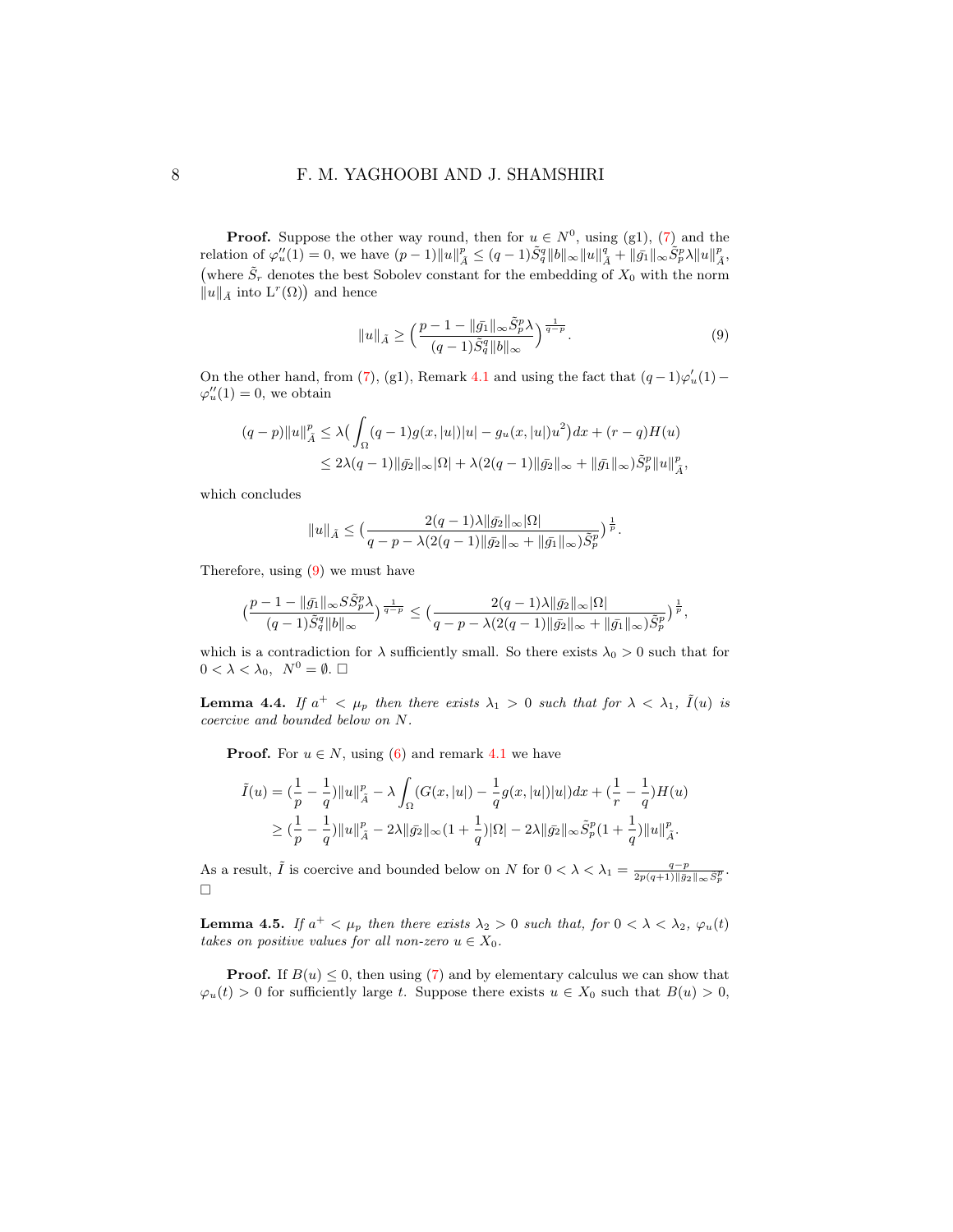**Proof.** Suppose the other way round, then for $u \in N^0$, using (g1), (7) and the relation of $\varphi_u''(1) = 0$, we have $(p-1)\|u\|_{\tilde{A}}^p \leq (q-1)\tilde{S}_q^q \|b\|_\infty \|u\|_{\tilde{A}}^q + \|\bar{g_1}\|_\infty \tilde{S}_p^p \lambda \|u\|_{\tilde{A}}^p$, (where $\tilde{S}_r$ denotes the best Sobolev constant for the embedding of $X_0$ with the norm $\|u\|_{\tilde{A}}$ into $L^r(\Omega)$) and hence

$$\|u\|_{\tilde{A}} \geq \Big(\frac{p-1-\|\bar{g_1}\|_\infty \tilde{S}_p^p \lambda}{(q-1)\tilde{S}_q^q \|b\|_\infty}\Big)^{\frac{1}{q-p}}. \tag{9}$$

On the other hand, from (7), (g1), Remark 4.1 and using the fact that $(q-1)\varphi_u'(1) - \varphi_u''(1) = 0$, we obtain

$$\begin{aligned}(q-p)\|u\|_{\tilde{A}}^p &\leq \lambda\Big(\int_\Omega (q-1)g(x,|u|)|u| - g_u(x,|u|)u^2\Big)dx + (r-q)H(u)\\ &\leq 2\lambda(q-1)\|\bar{g_2}\|_\infty |\Omega| + \lambda(2(q-1)\|\bar{g_2}\|_\infty + \|\bar{g_1}\|_\infty)\tilde{S}_p^p \|u\|_{\tilde{A}}^p,\end{aligned}$$

which concludes

$$\|u\|_{\tilde{A}} \leq \big(\frac{2(q-1)\lambda\|\bar{g_2}\|_\infty|\Omega|}{q-p-\lambda(2(q-1)\|\bar{g_2}\|_\infty + \|\bar{g_1}\|_\infty)\tilde{S}_p^p}\big)^{\frac{1}{p}}.$$

Therefore, using (9) we must have

$$\big(\frac{p-1-\|\bar{g_1}\|_\infty S\tilde{S}_p^p \lambda}{(q-1)\tilde{S}_q^q \|b\|_\infty}\big)^{\frac{1}{q-p}} \leq \big(\frac{2(q-1)\lambda\|\bar{g_2}\|_\infty|\Omega|}{q-p-\lambda(2(q-1)\|\bar{g_2}\|_\infty + \|\bar{g_1}\|_\infty)\tilde{S}_p^p}\big)^{\frac{1}{p}},$$

which is a contradiction for $\lambda$ sufficiently small. So there exists $\lambda_0 > 0$ such that for $0 < \lambda < \lambda_0$, $N^0 = \emptyset$. □

**Lemma 4.4.** *If $a^+ < \mu_p$ then there exists $\lambda_1 > 0$ such that for $\lambda < \lambda_1$, $\tilde{I}(u)$ is coercive and bounded below on $N$.*

**Proof.** For $u \in N$, using (6) and remark 4.1 we have

$$\begin{aligned}\tilde{I}(u) &= (\frac{1}{p} - \frac{1}{q})\|u\|_{\tilde{A}}^p - \lambda\int_\Omega (G(x,|u|) - \frac{1}{q}g(x,|u|)|u|)dx + (\frac{1}{r} - \frac{1}{q})H(u)\\ &\geq (\frac{1}{p} - \frac{1}{q})\|u\|_{\tilde{A}}^p - 2\lambda\|\bar{g_2}\|_\infty(1+\frac{1}{q})|\Omega| - 2\lambda\|\bar{g_2}\|_\infty \tilde{S}_p^p(1+\frac{1}{q})\|u\|_{\tilde{A}}^p.\end{aligned}$$

As a result, $\tilde{I}$ is coercive and bounded below on $N$ for $0 < \lambda < \lambda_1 = \frac{q-p}{2p(q+1)\|\bar{g_2}\|_\infty S_p^p}$. □

**Lemma 4.5.** *If $a^+ < \mu_p$ then there exists $\lambda_2 > 0$ such that, for $0 < \lambda < \lambda_2$, $\varphi_u(t)$ takes on positive values for all non-zero $u \in X_0$.*

**Proof.** If $B(u) \leq 0$, then using (7) and by elementary calculus we can show that $\varphi_u(t) > 0$ for sufficiently large $t$. Suppose there exists $u \in X_0$ such that $B(u) > 0$,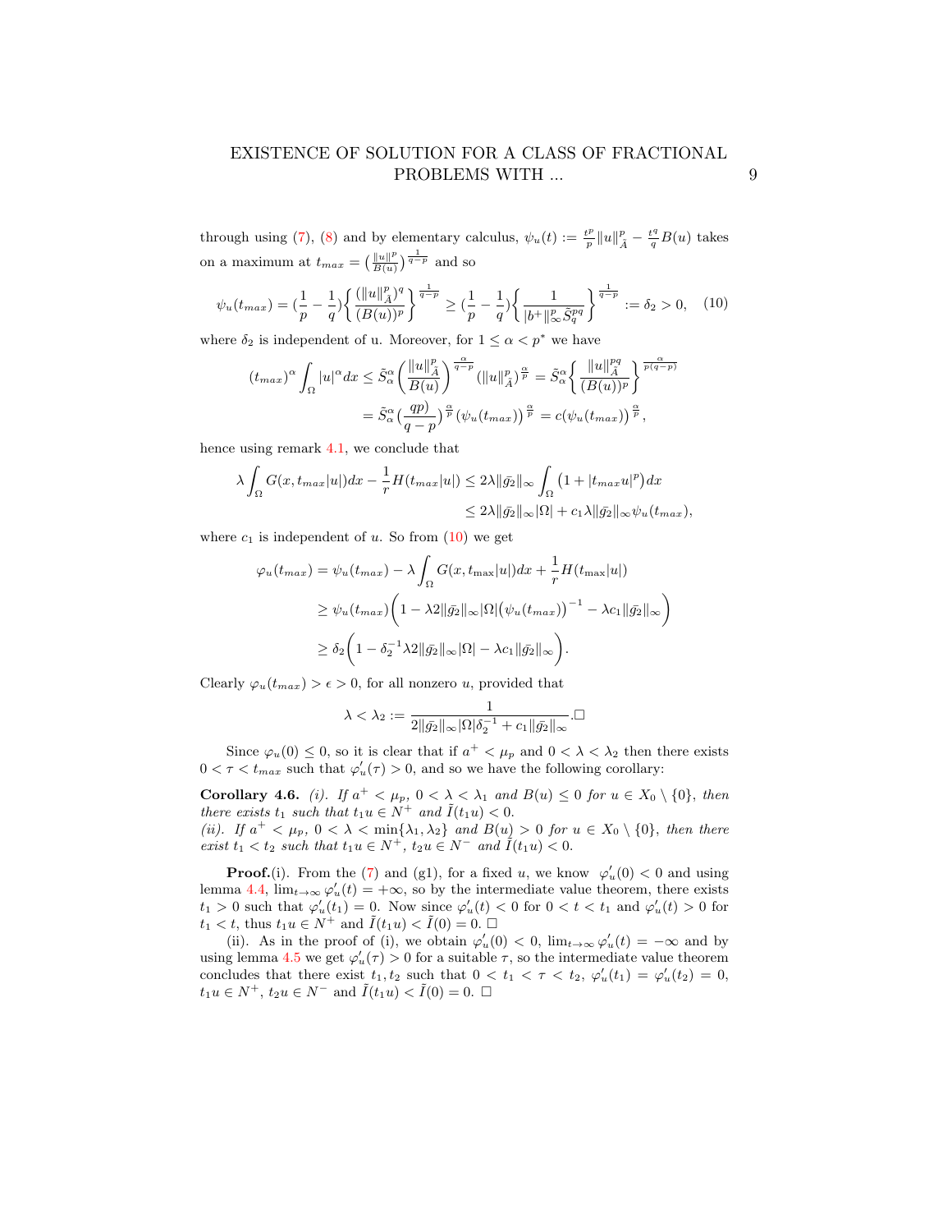through using (7), (8) and by elementary calculus, $\psi_u(t) := \frac{t^p}{p}\|u\|^p_{\tilde{A}} - \frac{t^q}{q}B(u)$ takes on a maximum at $t_{max} = \big(\frac{\|u\|^p}{B(u)}\big)^{\frac{1}{q-p}}$ and so

$$\psi_u(t_{max}) = (\frac{1}{p}-\frac{1}{q})\bigg\{\frac{(\|u\|^p_{\tilde{A}})^q}{(B(u))^p}\bigg\}^{\frac{1}{q-p}} \geq (\frac{1}{p}-\frac{1}{q})\bigg\{\frac{1}{|b^+\|^p_\infty \tilde{S}^{pq}_q}\bigg\}^{\frac{1}{q-p}} := \delta_2 > 0, \quad (10)$$

where $\delta_2$ is independent of u. Moreover, for $1 \leq \alpha < p^*$ we have

$$\begin{aligned}(t_{max})^\alpha \int_\Omega |u|^\alpha dx &\leq \tilde{S}^\alpha_\alpha \bigg(\frac{\|u\|^p_{\tilde{A}}}{B(u)}\bigg)^{\frac{\alpha}{q-p}} (\|u\|^p_{\tilde{A}})^{\frac{\alpha}{p}} = \tilde{S}^\alpha_\alpha \bigg\{\frac{\|u\|^{pq}_{\tilde{A}}}{(B(u))^p}\bigg\}^{\frac{\alpha}{p(q-p)}} \\ &= \tilde{S}^\alpha_\alpha \big(\frac{qp}{q-p}\big)^{\frac{\alpha}{p}} \big(\psi_u(t_{max})\big)^{\frac{\alpha}{p}} = c\big(\psi_u(t_{max})\big)^{\frac{\alpha}{p}},\end{aligned}$$

hence using remark 4.1, we conclude that

$$\begin{aligned}\lambda \int_\Omega G(x, t_{max}|u|)dx - \frac{1}{r}H(t_{max}|u|) &\leq 2\lambda\|\bar{g_2}\|_\infty \int_\Omega \big(1 + |t_{max}u|^p\big)dx \\ &\leq 2\lambda\|\bar{g_2}\|_\infty|\Omega| + c_1\lambda\|\bar{g_2}\|_\infty \psi_u(t_{max}),\end{aligned}$$

where $c_1$ is independent of $u$. So from (10) we get

$$\begin{aligned}\varphi_u(t_{max}) &= \psi_u(t_{max}) - \lambda\int_\Omega G(x, t_{\max}|u|)dx + \frac{1}{r}H(t_{\max}|u|) \\ &\geq \psi_u(t_{max})\bigg(1 - \lambda 2\|\bar{g_2}\|_\infty|\Omega|\big(\psi_u(t_{max})\big)^{-1} - \lambda c_1\|\bar{g_2}\|_\infty\bigg) \\ &\geq \delta_2\bigg(1 - \delta_2^{-1}\lambda 2\|\bar{g_2}\|_\infty|\Omega| - \lambda c_1\|\bar{g_2}\|_\infty\bigg).\end{aligned}$$

Clearly $\varphi_u(t_{max}) > \epsilon > 0$, for all nonzero $u$, provided that

$$\lambda < \lambda_2 := \frac{1}{2\|\bar{g_2}\|_\infty|\Omega|\delta_2^{-1} + c_1\|\bar{g_2}\|_\infty}.\square$$

Since $\varphi_u(0) \leq 0$, so it is clear that if $a^+ < \mu_p$ and $0 < \lambda < \lambda_2$ then there exists $0 < \tau < t_{max}$ such that $\varphi'_u(\tau) > 0$, and so we have the following corollary:

**Corollary 4.6.** *(i). If $a^+ < \mu_p$, $0 < \lambda < \lambda_1$ and $B(u) \leq 0$ for $u \in X_0 \setminus \{0\}$, then there exists $t_1$ such that $t_1u \in N^+$ and $\tilde{I}(t_1u) < 0$.*
*(ii). If $a^+ < \mu_p$, $0 < \lambda < \min\{\lambda_1, \lambda_2\}$ and $B(u) > 0$ for $u \in X_0 \setminus \{0\}$, then there exist $t_1 < t_2$ such that $t_1u \in N^+$, $t_2u \in N^-$ and $\tilde{I}(t_1u) < 0$.*

**Proof.**(i). From the (7) and (g1), for a fixed $u$, we know $\varphi'_u(0) < 0$ and using lemma 4.4, $\lim_{t\to\infty}\varphi'_u(t) = +\infty$, so by the intermediate value theorem, there exists $t_1 > 0$ such that $\varphi'_u(t_1) = 0$. Now since $\varphi'_u(t) < 0$ for $0 < t < t_1$ and $\varphi'_u(t) > 0$ for $t_1 < t$, thus $t_1u \in N^+$ and $\tilde{I}(t_1u) < \tilde{I}(0) = 0$. □

(ii). As in the proof of (i), we obtain $\varphi'_u(0) < 0$, $\lim_{t\to\infty}\varphi'_u(t) = -\infty$ and by using lemma 4.5 we get $\varphi'_u(\tau) > 0$ for a suitable $\tau$, so the intermediate value theorem concludes that there exist $t_1, t_2$ such that $0 < t_1 < \tau < t_2$, $\varphi'_u(t_1) = \varphi'_u(t_2) = 0$, $t_1u \in N^+$, $t_2u \in N^-$ and $\tilde{I}(t_1u) < \tilde{I}(0) = 0$. □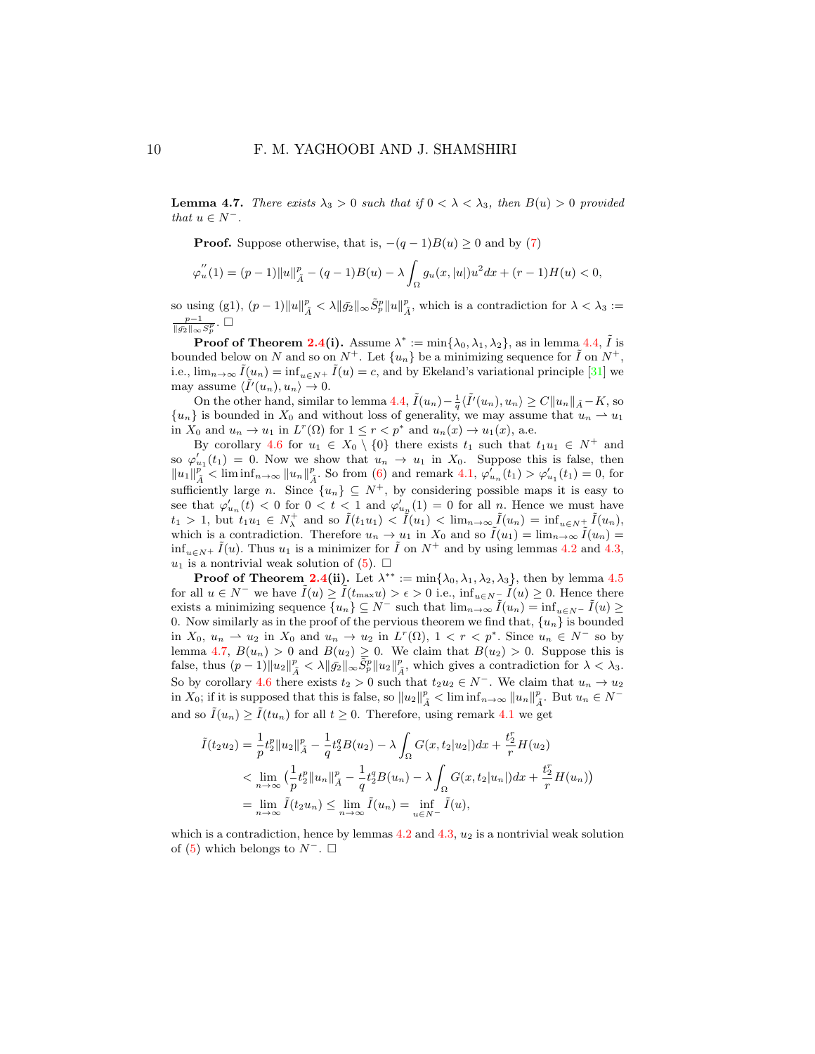**Lemma 4.7.** *There exists $\lambda_3 > 0$ such that if $0 < \lambda < \lambda_3$, then $B(u) > 0$ provided that $u \in N^-$.*

**Proof.** Suppose otherwise, that is, $-(q-1)B(u) \geq 0$ and by (7)

$$\varphi_u^{''}(1) = (p-1)\|u\|_{\tilde{A}}^p - (q-1)B(u) - \lambda \int_\Omega g_u(x,|u|)u^2 dx + (r-1)H(u) < 0,$$

so using (g1), $(p-1)\|u\|_{\tilde{A}}^p < \lambda \|\bar{g_2}\|_\infty \tilde{S}_p^p \|u\|_{\tilde{A}}^p$, which is a contradiction for $\lambda < \lambda_3 := \frac{p-1}{\|\bar{g_2}\|_\infty \tilde{S}_p^p}$. □

**Proof of Theorem 2.4(i).** Assume $\lambda^* := \min\{\lambda_0, \lambda_1, \lambda_2\}$, as in lemma 4.4, $\tilde{I}$ is bounded below on $N$ and so on $N^+$. Let $\{u_n\}$ be a minimizing sequence for $\tilde{I}$ on $N^+$, i.e., $\lim_{n\to\infty} \tilde{I}(u_n) = \inf_{u\in N^+} \tilde{I}(u) = c$, and by Ekeland's variational principle [31] we may assume $\langle \tilde{I}'(u_n), u_n\rangle \to 0$.

On the other hand, similar to lemma 4.4, $\tilde{I}(u_n) - \frac{1}{q}\langle \tilde{I}'(u_n), u_n\rangle \geq C\|u_n\|_{\tilde{A}} - K$, so $\{u_n\}$ is bounded in $X_0$ and without loss of generality, we may assume that $u_n \rightharpoonup u_1$ in $X_0$ and $u_n \to u_1$ in $L^r(\Omega)$ for $1 \leq r < p^*$ and $u_n(x) \to u_1(x)$, a.e.

By corollary 4.6 for $u_1 \in X_0 \setminus \{0\}$ there exists $t_1$ such that $t_1 u_1 \in N^+$ and so $\varphi'_{u_1}(t_1) = 0$. Now we show that $u_n \to u_1$ in $X_0$. Suppose this is false, then $\|u_1\|_{\tilde{A}}^p < \liminf_{n\to\infty} \|u_n\|_{\tilde{A}}^p$. So from (6) and remark 4.1, $\varphi'_{u_n}(t_1) > \varphi'_{u_1}(t_1) = 0$, for sufficiently large $n$. Since $\{u_n\} \subseteq N^+$, by considering possible maps it is easy to see that $\varphi'_{u_n}(t) < 0$ for $0 < t < 1$ and $\varphi'_{u_n}(1) = 0$ for all $n$. Hence we must have $t_1 > 1$, but $t_1 u_1 \in N_\lambda^+$ and so $\tilde{I}(t_1 u_1) < \tilde{I}(u_1) < \lim_{n\to\infty} \tilde{I}(u_n) = \inf_{u\in N^+} \tilde{I}(u_n)$, which is a contradiction. Therefore $u_n \to u_1$ in $X_0$ and so $\tilde{I}(u_1) = \lim_{n\to\infty} \tilde{I}(u_n) = \inf_{u\in N^+} \tilde{I}(u)$. Thus $u_1$ is a minimizer for $\tilde{I}$ on $N^+$ and by using lemmas 4.2 and 4.3, $u_1$ is a nontrivial weak solution of (5). □

**Proof of Theorem 2.4(ii).** Let $\lambda^{**} := \min\{\lambda_0, \lambda_1, \lambda_2, \lambda_3\}$, then by lemma 4.5 for all $u \in N^-$ we have $\tilde{I}(u) \geq \tilde{I}(t_{\max} u) > \epsilon > 0$ i.e., $\inf_{u\in N^-} \tilde{I}(u) \geq 0$. Hence there exists a minimizing sequence $\{u_n\} \subseteq N^-$ such that $\lim_{n\to\infty} \tilde{I}(u_n) = \inf_{u\in N^-} \tilde{I}(u) \geq 0$. Now similarly as in the proof of the pervious theorem we find that, $\{u_n\}$ is bounded in $X_0$, $u_n \rightharpoonup u_2$ in $X_0$ and $u_n \to u_2$ in $L^r(\Omega)$, $1 < r < p^*$. Since $u_n \in N^-$ so by lemma 4.7, $B(u_n) > 0$ and $B(u_2) \geq 0$. We claim that $B(u_2) > 0$. Suppose this is false, thus $(p-1)\|u_2\|_{\tilde{A}}^p < \lambda\|\bar{g_2}\|_\infty \tilde{S}_p^p \|u_2\|_{\tilde{A}}^p$, which gives a contradiction for $\lambda < \lambda_3$. So by corollary 4.6 there exists $t_2 > 0$ such that $t_2 u_2 \in N^-$. We claim that $u_n \to u_2$ in $X_0$; if it is supposed that this is false, so $\|u_2\|_{\tilde{A}}^p < \liminf_{n\to\infty} \|u_n\|_{\tilde{A}}^p$. But $u_n \in N^-$ and so $\tilde{I}(u_n) \geq \tilde{I}(tu_n)$ for all $t \geq 0$. Therefore, using remark 4.1 we get

$$\begin{aligned}
\tilde{I}(t_2 u_2) &= \frac{1}{p} t_2^p \|u_2\|_{\tilde{A}}^p - \frac{1}{q} t_2^q B(u_2) - \lambda \int_\Omega G(x, t_2|u_2|) dx + \frac{t_2^r}{r} H(u_2) \\
&< \lim_{n\to\infty} \big(\frac{1}{p} t_2^p \|u_n\|_{\tilde{A}}^p - \frac{1}{q} t_2^q B(u_n) - \lambda \int_\Omega G(x, t_2|u_n|) dx + \frac{t_2^r}{r} H(u_n)\big) \\
&= \lim_{n\to\infty} \tilde{I}(t_2 u_n) \leq \lim_{n\to\infty} \tilde{I}(u_n) = \inf_{u\in N^-} \tilde{I}(u),
\end{aligned}$$

which is a contradiction, hence by lemmas 4.2 and 4.3, $u_2$ is a nontrivial weak solution of (5) which belongs to $N^-$. □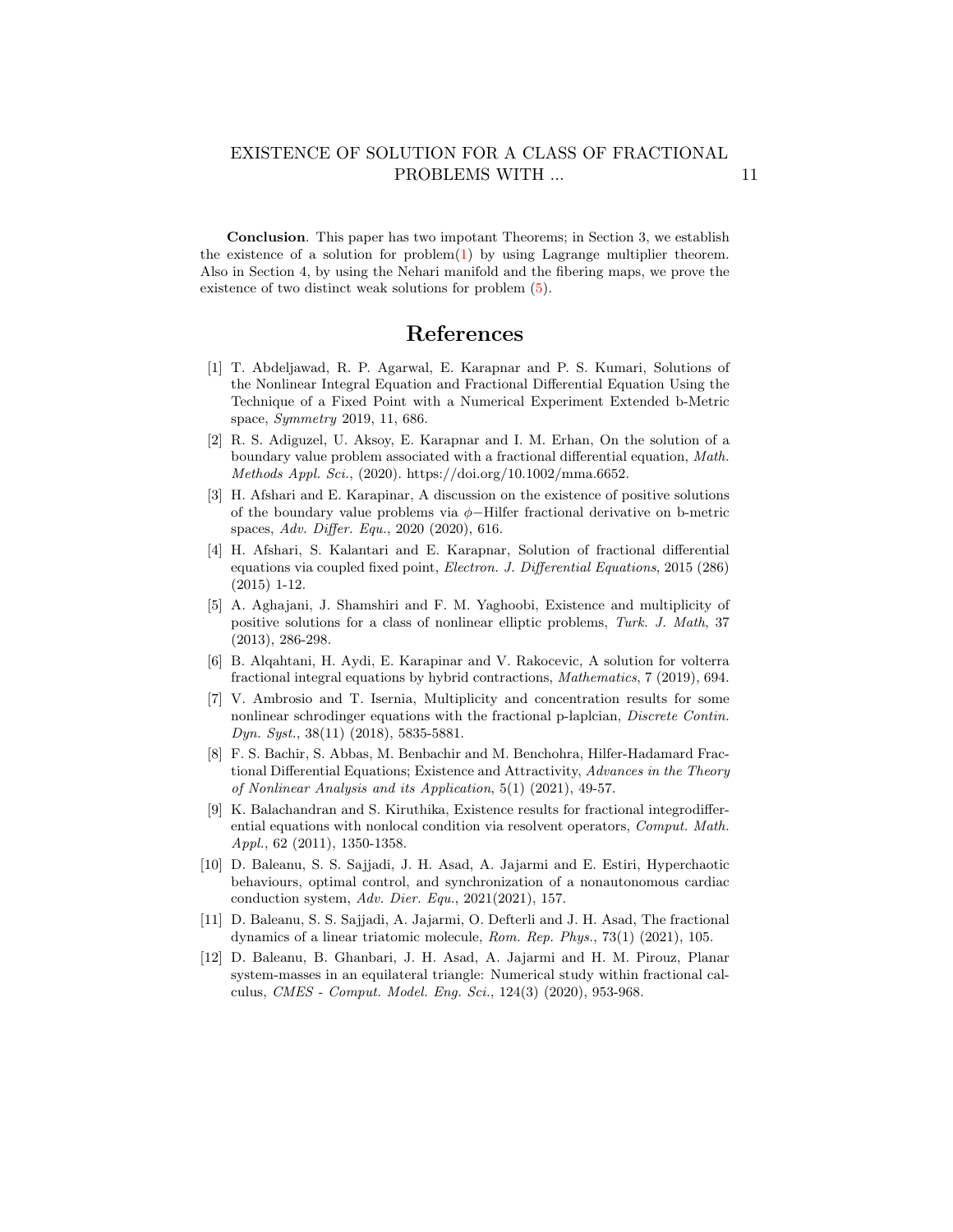**Conclusion**. This paper has two impotant Theorems; in Section 3, we establish the existence of a solution for problem(1) by using Lagrange multiplier theorem. Also in Section 4, by using the Nehari manifold and the fibering maps, we prove the existence of two distinct weak solutions for problem (5).

# References

[1] T. Abdeljawad, R. P. Agarwal, E. Karapnar and P. S. Kumari, Solutions of the Nonlinear Integral Equation and Fractional Differential Equation Using the Technique of a Fixed Point with a Numerical Experiment Extended b-Metric space, *Symmetry* 2019, 11, 686.

[2] R. S. Adiguzel, U. Aksoy, E. Karapnar and I. M. Erhan, On the solution of a boundary value problem associated with a fractional differential equation, *Math. Methods Appl. Sci.*, (2020). https://doi.org/10.1002/mma.6652.

[3] H. Afshari and E. Karapinar, A discussion on the existence of positive solutions of the boundary value problems via $\phi-$Hilfer fractional derivative on b-metric spaces, *Adv. Differ. Equ.*, 2020 (2020), 616.

[4] H. Afshari, S. Kalantari and E. Karapnar, Solution of fractional differential equations via coupled fixed point, *Electron. J. Differential Equations*, 2015 (286) (2015) 1-12.

[5] A. Aghajani, J. Shamshiri and F. M. Yaghoobi, Existence and multiplicity of positive solutions for a class of nonlinear elliptic problems, *Turk. J. Math*, 37 (2013), 286-298.

[6] B. Alqahtani, H. Aydi, E. Karapinar and V. Rakocevic, A solution for volterra fractional integral equations by hybrid contractions, *Mathematics*, 7 (2019), 694.

[7] V. Ambrosio and T. Isernia, Multiplicity and concentration results for some nonlinear schrodinger equations with the fractional p-laplcian, *Discrete Contin. Dyn. Syst.*, 38(11) (2018), 5835-5881.

[8] F. S. Bachir, S. Abbas, M. Benbachir and M. Benchohra, Hilfer-Hadamard Fractional Differential Equations; Existence and Attractivity, *Advances in the Theory of Nonlinear Analysis and its Application*, 5(1) (2021), 49-57.

[9] K. Balachandran and S. Kiruthika, Existence results for fractional integrodifferential equations with nonlocal condition via resolvent operators, *Comput. Math. Appl.*, 62 (2011), 1350-1358.

[10] D. Baleanu, S. S. Sajjadi, J. H. Asad, A. Jajarmi and E. Estiri, Hyperchaotic behaviours, optimal control, and synchronization of a nonautonomous cardiac conduction system, *Adv. Dier. Equ.*, 2021(2021), 157.

[11] D. Baleanu, S. S. Sajjadi, A. Jajarmi, O. Defterli and J. H. Asad, The fractional dynamics of a linear triatomic molecule, *Rom. Rep. Phys.*, 73(1) (2021), 105.

[12] D. Baleanu, B. Ghanbari, J. H. Asad, A. Jajarmi and H. M. Pirouz, Planar system-masses in an equilateral triangle: Numerical study within fractional calculus, *CMES - Comput. Model. Eng. Sci.*, 124(3) (2020), 953-968.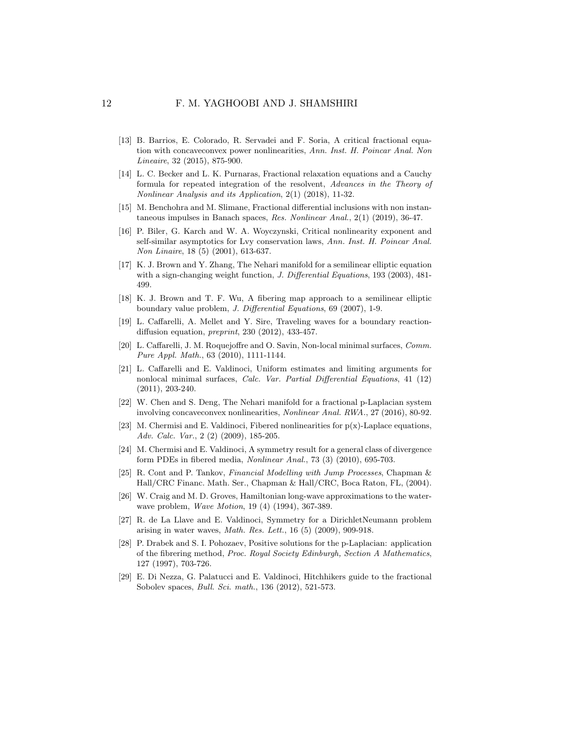[13] B. Barrios, E. Colorado, R. Servadei and F. Soria, A critical fractional equation with concaveconvex power nonlinearities, *Ann. Inst. H. Poincar Anal. Non Lineaire*, 32 (2015), 875-900.

[14] L. C. Becker and L. K. Purnaras, Fractional relaxation equations and a Cauchy formula for repeated integration of the resolvent, *Advances in the Theory of Nonlinear Analysis and its Application*, 2(1) (2018), 11-32.

[15] M. Benchohra and M. Slimane, Fractional differential inclusions with non instantaneous impulses in Banach spaces, *Res. Nonlinear Anal.*, 2(1) (2019), 36-47.

[16] P. Biler, G. Karch and W. A. Woyczynski, Critical nonlinearity exponent and self-similar asymptotics for Lvy conservation laws, *Ann. Inst. H. Poincar Anal. Non Linaire*, 18 (5) (2001), 613-637.

[17] K. J. Brown and Y. Zhang, The Nehari manifold for a semilinear elliptic equation with a sign-changing weight function, *J. Differential Equations*, 193 (2003), 481-499.

[18] K. J. Brown and T. F. Wu, A fibering map approach to a semilinear elliptic boundary value problem, *J. Differential Equations*, 69 (2007), 1-9.

[19] L. Caffarelli, A. Mellet and Y. Sire, Traveling waves for a boundary reaction-diffusion equation, *preprint*, 230 (2012), 433-457.

[20] L. Caffarelli, J. M. Roquejoffre and O. Savin, Non-local minimal surfaces, *Comm. Pure Appl. Math.*, 63 (2010), 1111-1144.

[21] L. Caffarelli and E. Valdinoci, Uniform estimates and limiting arguments for nonlocal minimal surfaces, *Calc. Var. Partial Differential Equations*, 41 (12) (2011), 203-240.

[22] W. Chen and S. Deng, The Nehari manifold for a fractional p-Laplacian system involving concaveconvex nonlinearities, *Nonlinear Anal. RWA.*, 27 (2016), 80-92.

[23] M. Chermisi and E. Valdinoci, Fibered nonlinearities for p(x)-Laplace equations, *Adv. Calc. Var.*, 2 (2) (2009), 185-205.

[24] M. Chermisi and E. Valdinoci, A symmetry result for a general class of divergence form PDEs in fibered media, *Nonlinear Anal.*, 73 (3) (2010), 695-703.

[25] R. Cont and P. Tankov, *Financial Modelling with Jump Processes*, Chapman & Hall/CRC Financ. Math. Ser., Chapman & Hall/CRC, Boca Raton, FL, (2004).

[26] W. Craig and M. D. Groves, Hamiltonian long-wave approximations to the water-wave problem, *Wave Motion*, 19 (4) (1994), 367-389.

[27] R. de La Llave and E. Valdinoci, Symmetry for a DirichletNeumann problem arising in water waves, *Math. Res. Lett.*, 16 (5) (2009), 909-918.

[28] P. Drabek and S. I. Pohozaev, Positive solutions for the p-Laplacian: application of the fibrering method, *Proc. Royal Society Edinburgh, Section A Mathematics*, 127 (1997), 703-726.

[29] E. Di Nezza, G. Palatucci and E. Valdinoci, Hitchhikers guide to the fractional Sobolev spaces, *Bull. Sci. math.*, 136 (2012), 521-573.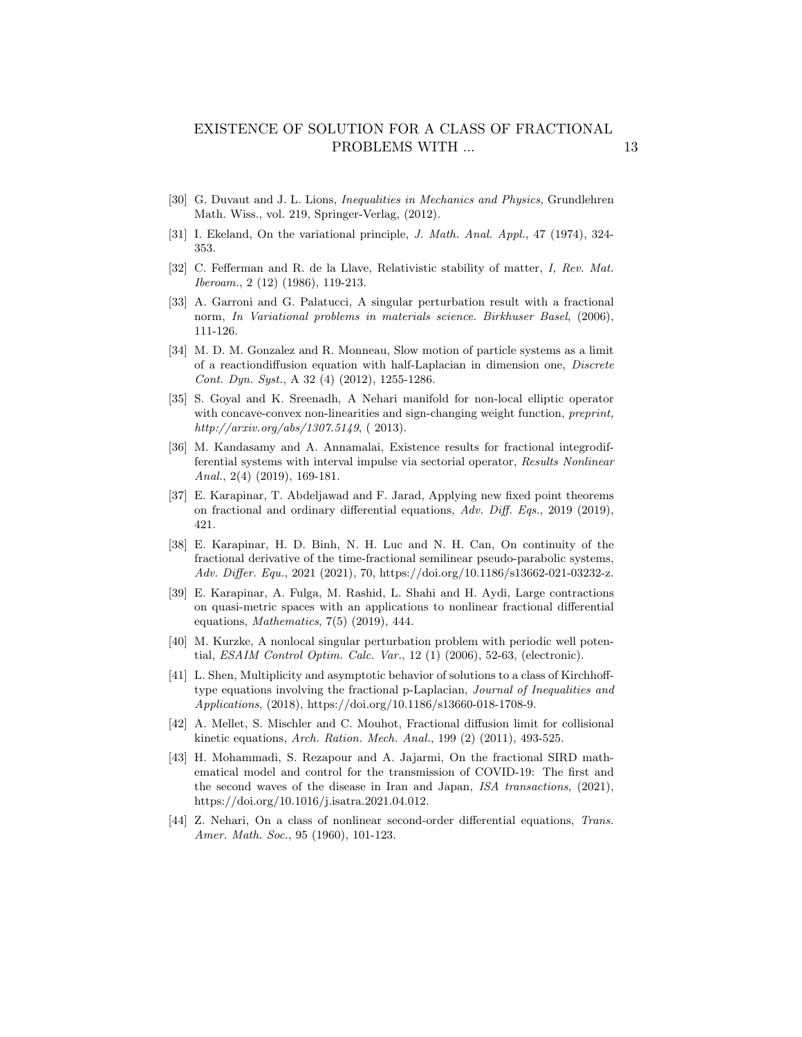[30] G. Duvaut and J. L. Lions, *Inequalities in Mechanics and Physics*, Grundlehren Math. Wiss., vol. 219, Springer-Verlag, (2012).

[31] I. Ekeland, On the variational principle, *J. Math. Anal. Appl.*, 47 (1974), 324-353.

[32] C. Fefferman and R. de la Llave, Relativistic stability of matter, *I, Rev. Mat. Iberoam.*, 2 (12) (1986), 119-213.

[33] A. Garroni and G. Palatucci, A singular perturbation result with a fractional norm, *In Variational problems in materials science. Birkhuser Basel*, (2006), 111-126.

[34] M. D. M. Gonzalez and R. Monneau, Slow motion of particle systems as a limit of a reactiondiffusion equation with half-Laplacian in dimension one, *Discrete Cont. Dyn. Syst.*, A 32 (4) (2012), 1255-1286.

[35] S. Goyal and K. Sreenadh, A Nehari manifold for non-local elliptic operator with concave-convex non-linearities and sign-changing weight function, *preprint, http://arxiv.org/abs/1307.5149*, ( 2013).

[36] M. Kandasamy and A. Annamalai, Existence results for fractional integrodifferential systems with interval impulse via sectorial operator, *Results Nonlinear Anal.*, 2(4) (2019), 169-181.

[37] E. Karapinar, T. Abdeljawad and F. Jarad, Applying new fixed point theorems on fractional and ordinary differential equations, *Adv. Diff. Eqs.*, 2019 (2019), 421.

[38] E. Karapinar, H. D. Binh, N. H. Luc and N. H. Can, On continuity of the fractional derivative of the time-fractional semilinear pseudo-parabolic systems, *Adv. Differ. Equ.*, 2021 (2021), 70, https://doi.org/10.1186/s13662-021-03232-z.

[39] E. Karapinar, A. Fulga, M. Rashid, L. Shahi and H. Aydi, Large contractions on quasi-metric spaces with an applications to nonlinear fractional differential equations, *Mathematics*, 7(5) (2019), 444.

[40] M. Kurzke, A nonlocal singular perturbation problem with periodic well potential, *ESAIM Control Optim. Calc. Var.*, 12 (1) (2006), 52-63, (electronic).

[41] L. Shen, Multiplicity and asymptotic behavior of solutions to a class of Kirchhoff-type equations involving the fractional p-Laplacian, *Journal of Inequalities and Applications*, (2018), https://doi.org/10.1186/s13660-018-1708-9.

[42] A. Mellet, S. Mischler and C. Mouhot, Fractional diffusion limit for collisional kinetic equations, *Arch. Ration. Mech. Anal.*, 199 (2) (2011), 493-525.

[43] H. Mohammadi, S. Rezapour and A. Jajarmi, On the fractional SIRD mathematical model and control for the transmission of COVID-19: The first and the second waves of the disease in Iran and Japan, *ISA transactions*, (2021), https://doi.org/10.1016/j.isatra.2021.04.012.

[44] Z. Nehari, On a class of nonlinear second-order differential equations, *Trans. Amer. Math. Soc.*, 95 (1960), 101-123.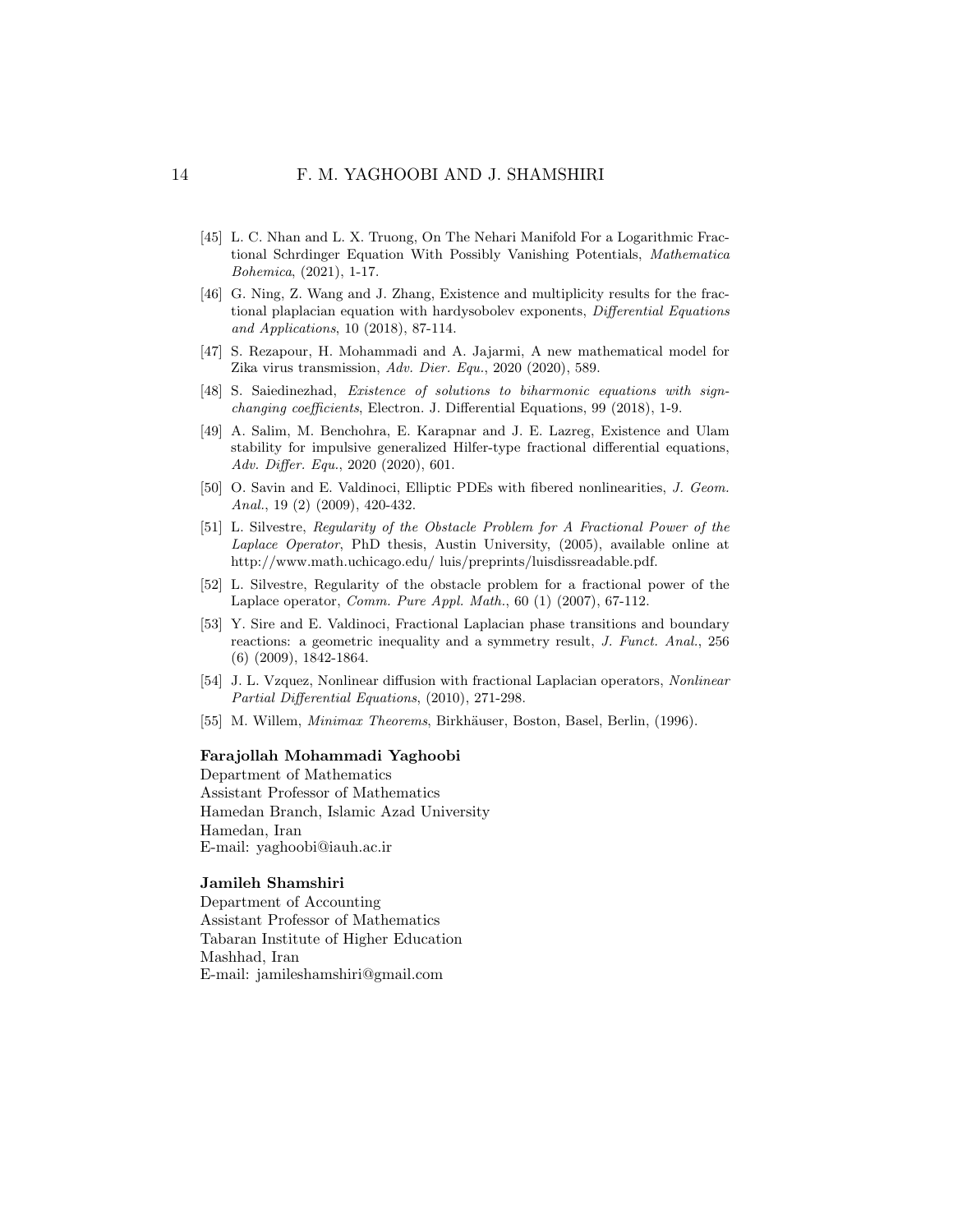[45] L. C. Nhan and L. X. Truong, On The Nehari Manifold For a Logarithmic Fractional Schrdinger Equation With Possibly Vanishing Potentials, *Mathematica Bohemica*, (2021), 1-17.

[46] G. Ning, Z. Wang and J. Zhang, Existence and multiplicity results for the fractional plaplacian equation with hardysobolev exponents, *Differential Equations and Applications*, 10 (2018), 87-114.

[47] S. Rezapour, H. Mohammadi and A. Jajarmi, A new mathematical model for Zika virus transmission, *Adv. Dier. Equ.*, 2020 (2020), 589.

[48] S. Saiedinezhad, *Existence of solutions to biharmonic equations with sign-changing coefficients*, Electron. J. Differential Equations, 99 (2018), 1-9.

[49] A. Salim, M. Benchohra, E. Karapnar and J. E. Lazreg, Existence and Ulam stability for impulsive generalized Hilfer-type fractional differential equations, *Adv. Differ. Equ.*, 2020 (2020), 601.

[50] O. Savin and E. Valdinoci, Elliptic PDEs with fibered nonlinearities, *J. Geom. Anal.*, 19 (2) (2009), 420-432.

[51] L. Silvestre, *Regularity of the Obstacle Problem for A Fractional Power of the Laplace Operator*, PhD thesis, Austin University, (2005), available online at http://www.math.uchicago.edu/ luis/preprints/luisdissreadable.pdf.

[52] L. Silvestre, Regularity of the obstacle problem for a fractional power of the Laplace operator, *Comm. Pure Appl. Math.*, 60 (1) (2007), 67-112.

[53] Y. Sire and E. Valdinoci, Fractional Laplacian phase transitions and boundary reactions: a geometric inequality and a symmetry result, *J. Funct. Anal.*, 256 (6) (2009), 1842-1864.

[54] J. L. Vzquez, Nonlinear diffusion with fractional Laplacian operators, *Nonlinear Partial Differential Equations*, (2010), 271-298.

[55] M. Willem, *Minimax Theorems*, Birkhäuser, Boston, Basel, Berlin, (1996).

**Farajollah Mohammadi Yaghoobi**
Department of Mathematics
Assistant Professor of Mathematics
Hamedan Branch, Islamic Azad University
Hamedan, Iran
E-mail: yaghoobi@iauh.ac.ir

**Jamileh Shamshiri**
Department of Accounting
Assistant Professor of Mathematics
Tabaran Institute of Higher Education
Mashhad, Iran
E-mail: jamileshamshiri@gmail.com